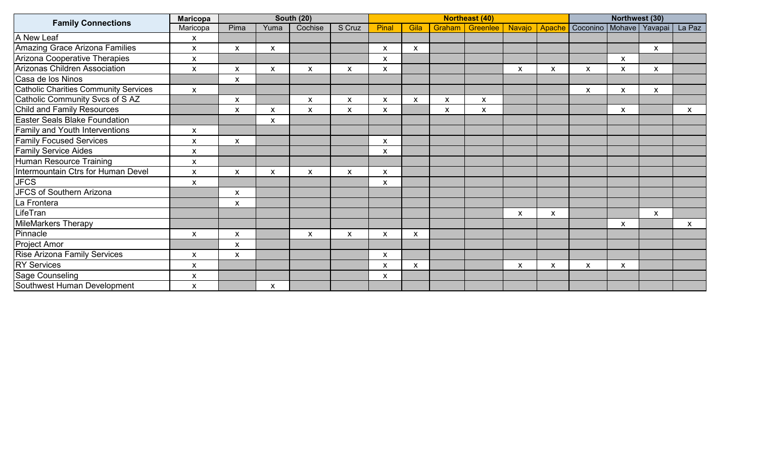| Family Connections | Maricopa | South (20) | | | | Northeast (40) | | | | | | Northwest (30) | | | |
|---|---|---|---|---|---|---|---|---|---|---|---|---|---|---|---|
| | Maricopa | Pima | Yuma | Cochise | S Cruz | Pinal | Gila | Graham | Greenlee | Navajo | Apache | Coconino | Mohave | Yavapai | La Paz |
| A New Leaf | x | | | | | | | | | | | | | | |
| Amazing Grace Arizona Families | x | x | x | | | x | x | | | | | | | x | |
| Arizona Cooperative Therapies | x | | | | | x | | | | | | | x | | |
| Arizonas Children Association | x | x | x | x | x | x | | | | x | x | x | x | x | |
| Casa de los Ninos | | x | | | | | | | | | | | | | |
| Catholic Charities Community Services | x | | | | | | | | | | | x | x | x | |
| Catholic Community Svcs of S AZ | | x | | x | x | x | x | x | x | | | | | | |
| Child and Family Resources | | x | x | x | x | x | | x | x | | | | x | | x |
| Easter Seals Blake Foundation | | | x | | | | | | | | | | | | |
| Family and Youth Interventions | x | | | | | | | | | | | | | | |
| Family Focused Services | x | x | | | | x | | | | | | | | | |
| Family Service Aides | x | | | | | x | | | | | | | | | |
| Human Resource Training | x | | | | | | | | | | | | | | |
| Intermountain Ctrs for Human Devel | x | x | x | x | x | x | | | | | | | | | |
| JFCS | x | | | | | x | | | | | | | | | |
| JFCS of Southern Arizona | | x | | | | | | | | | | | | | |
| La Frontera | | x | | | | | | | | | | | | | |
| LifeTran | | | | | | | | | | x | x | | | x | |
| MileMarkers Therapy | | | | | | | | | | | | | x | | x |
| Pinnacle | x | x | | x | x | x | x | | | | | | | | |
| Project Amor | | x | | | | | | | | | | | | | |
| Rise Arizona Family Services | x | x | | | | x | | | | | | | | | |
| RY Services | x | | | | | x | x | | | x | x | x | x | | |
| Sage Counseling | x | | | | | x | | | | | | | | | |
| Southwest Human Development | x | | x | | | | | | | | | | | | |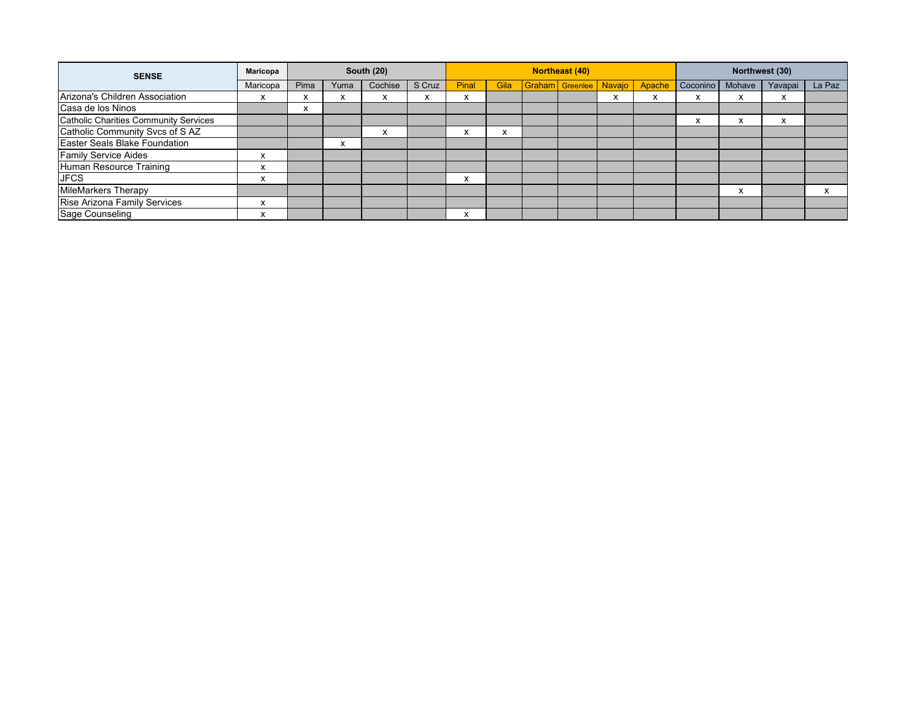| SENSE | Maricopa | South (20) | | | | Northeast (40) | | | | | | Northwest (30) | | | |
|---|---|---|---|---|---|---|---|---|---|---|---|---|---|---|---|
| | Maricopa | Pima | Yuma | Cochise | S Cruz | Pinal | Gila | Graham | Greenlee | Navajo | Apache | Coconino | Mohave | Yavapai | La Paz |
| Arizona's Children Association | x | x | x | x | x | x | | | | x | x | x | x | x | |
| Casa de los Ninos | | x | | | | | | | | | | | | | |
| Catholic Charities Community Services | | | | | | | | | | | | x | x | x | |
| Catholic Community Svcs of S AZ | | | | x | | x | x | | | | | | | | |
| Easter Seals Blake Foundation | | | x | | | | | | | | | | | | |
| Family Service Aides | x | | | | | | | | | | | | | | |
| Human Resource Training | x | | | | | | | | | | | | | | |
| JFCS | x | | | | | x | | | | | | | | | |
| MileMarkers Therapy | | | | | | | | | | | | | x | | x |
| Rise Arizona Family Services | x | | | | | | | | | | | | | | |
| Sage Counseling | x | | | | | x | | | | | | | | | |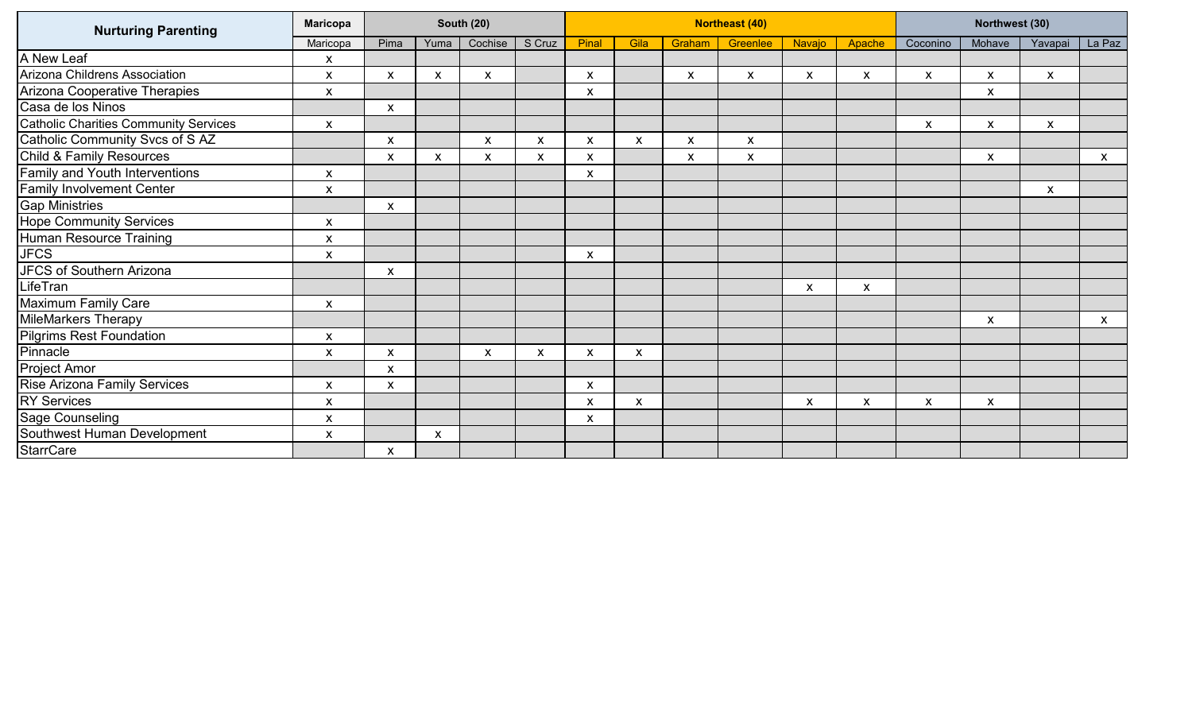| Nurturing Parenting | Maricopa | South (20) | | | | Northeast (40) | | | | | | Northwest (30) | | | |
|---|---|---|---|---|---|---|---|---|---|---|---|---|---|---|---|
| | Maricopa | Pima | Yuma | Cochise | S Cruz | Pinal | Gila | Graham | Greenlee | Navajo | Apache | Coconino | Mohave | Yavapai | La Paz |
| A New Leaf | x | | | | | | | | | | | | | | |
| Arizona Childrens Association | x | x | x | x | | x | | x | x | x | x | x | x | x | |
| Arizona Cooperative Therapies | x | | | | | x | | | | | | | x | | |
| Casa de los Ninos | | x | | | | | | | | | | | | | |
| Catholic Charities Community Services | x | | | | | | | | | | | x | x | x | |
| Catholic Community Svcs of S AZ | | x | | x | x | x | x | x | x | | | | | | |
| Child & Family Resources | | x | x | x | x | x | | x | x | | | | x | | x |
| Family and Youth Interventions | x | | | | | x | | | | | | | | | |
| Family Involvement Center | x | | | | | | | | | | | | | x | |
| Gap Ministries | | x | | | | | | | | | | | | | |
| Hope Community Services | x | | | | | | | | | | | | | | |
| Human Resource Training | x | | | | | | | | | | | | | | |
| JFCS | x | | | | | x | | | | | | | | | |
| JFCS of Southern Arizona | | x | | | | | | | | | | | | | |
| LifeTran | | | | | | | | | | x | x | | | | |
| Maximum Family Care | x | | | | | | | | | | | | | | |
| MileMarkers Therapy | | | | | | | | | | | | | x | | x |
| Pilgrims Rest Foundation | x | | | | | | | | | | | | | | |
| Pinnacle | x | x | | x | x | x | x | | | | | | | | |
| Project Amor | | x | | | | | | | | | | | | | |
| Rise Arizona Family Services | x | x | | | | x | | | | | | | | | |
| RY Services | x | | | | | x | x | | | x | x | x | x | | |
| Sage Counseling | x | | | | | x | | | | | | | | | |
| Southwest Human Development | x | | x | | | | | | | | | | | | |
| StarrCare | | x | | | | | | | | | | | | | |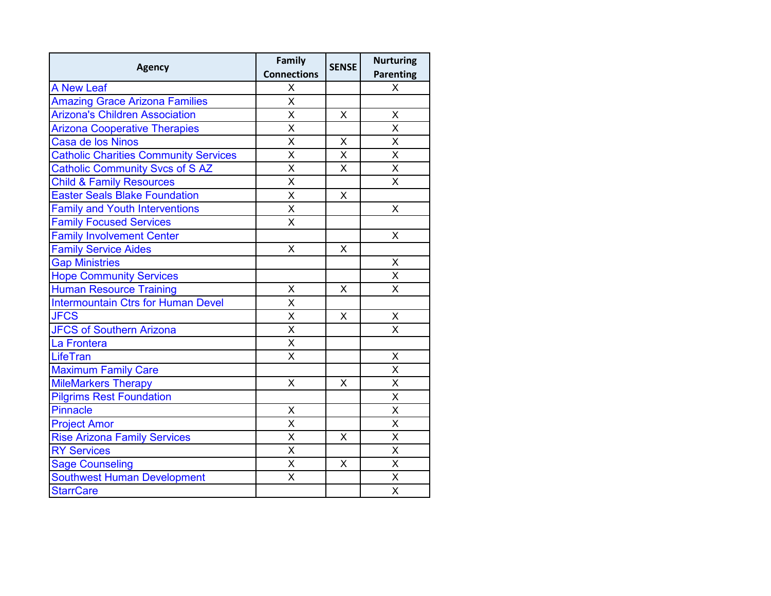| Agency | Family Connections | SENSE | Nurturing Parenting |
|---|---|---|---|
| A New Leaf | X | | X |
| Amazing Grace Arizona Families | X | | |
| Arizona's Children Association | X | X | X |
| Arizona Cooperative Therapies | X | | X |
| Casa de los Ninos | X | X | X |
| Catholic Charities Community Services | X | X | X |
| Catholic Community Svcs of S AZ | X | X | X |
| Child & Family Resources | X | | X |
| Easter Seals Blake Foundation | X | X | |
| Family and Youth Interventions | X | | X |
| Family Focused Services | X | | |
| Family Involvement Center | | | X |
| Family Service Aides | X | X | |
| Gap Ministries | | | X |
| Hope Community Services | | | X |
| Human Resource Training | X | X | X |
| Intermountain Ctrs for Human Devel | X | | |
| JFCS | X | X | X |
| JFCS of Southern Arizona | X | | X |
| La Frontera | X | | |
| LifeTran | X | | X |
| Maximum Family Care | | | X |
| MileMarkers Therapy | X | X | X |
| Pilgrims Rest Foundation | | | X |
| Pinnacle | X | | X |
| Project Amor | X | | X |
| Rise Arizona Family Services | X | X | X |
| RY Services | X | | X |
| Sage Counseling | X | X | X |
| Southwest Human Development | X | | X |
| StarrCare | | | X |